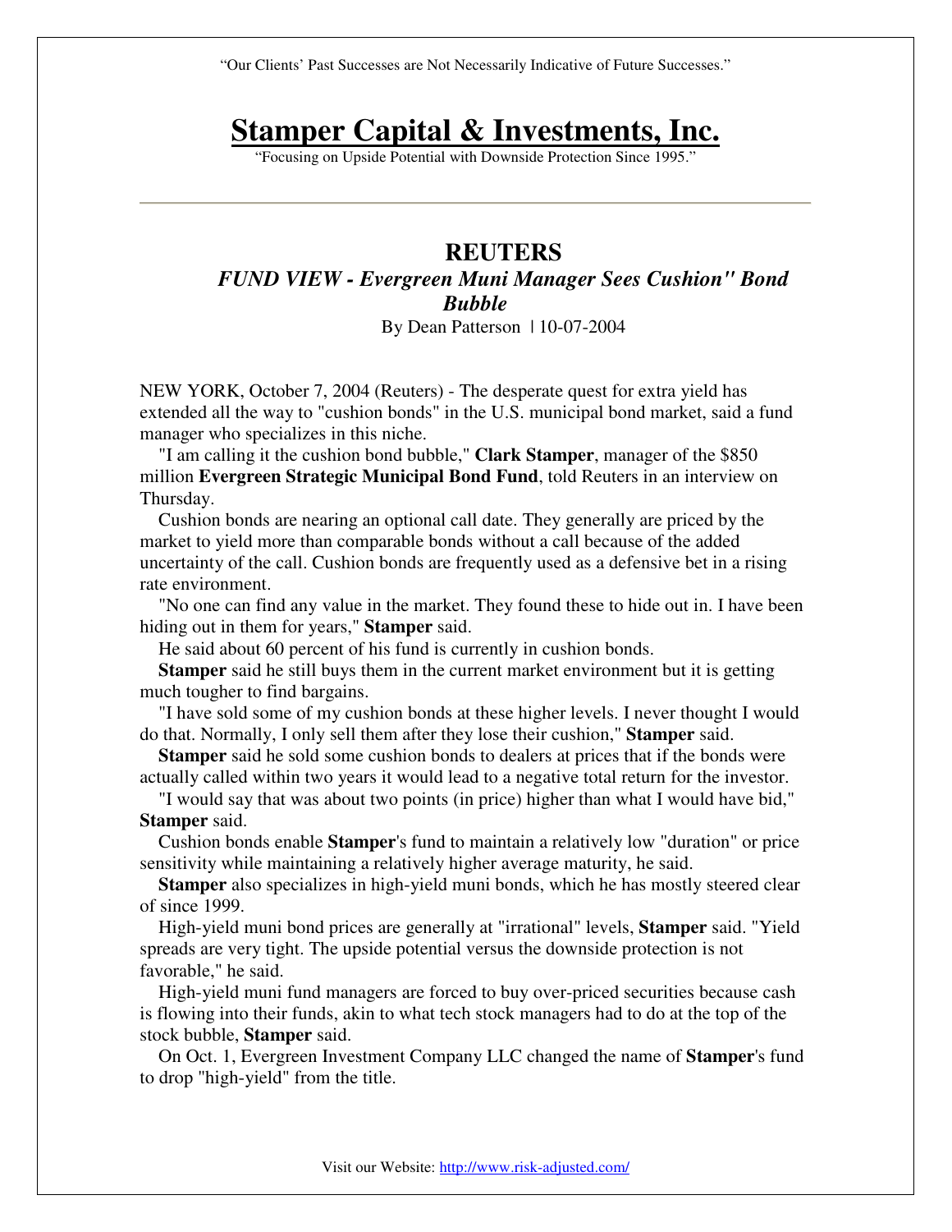"Our Clients' Past Successes are Not Necessarily Indicative of Future Successes."

# Stamper Capital & Investments, Inc.

"Focusing on Upside Potential with Downside Protection Since 1995."

---

## REUTERS

### *FUND VIEW - Evergreen Muni Manager Sees Cushion" Bond Bubble*

By Dean Patterson | 10-07-2004

NEW YORK, October 7, 2004 (Reuters) - The desperate quest for extra yield has extended all the way to "cushion bonds" in the U.S. municipal bond market, said a fund manager who specializes in this niche.

"I am calling it the cushion bond bubble," **Clark Stamper**, manager of the $850 million **Evergreen Strategic Municipal Bond Fund**, told Reuters in an interview on Thursday.

Cushion bonds are nearing an optional call date. They generally are priced by the market to yield more than comparable bonds without a call because of the added uncertainty of the call. Cushion bonds are frequently used as a defensive bet in a rising rate environment.

"No one can find any value in the market. They found these to hide out in. I have been hiding out in them for years," **Stamper** said.

He said about 60 percent of his fund is currently in cushion bonds.

**Stamper** said he still buys them in the current market environment but it is getting much tougher to find bargains.

"I have sold some of my cushion bonds at these higher levels. I never thought I would do that. Normally, I only sell them after they lose their cushion," **Stamper** said.

**Stamper** said he sold some cushion bonds to dealers at prices that if the bonds were actually called within two years it would lead to a negative total return for the investor.

"I would say that was about two points (in price) higher than what I would have bid," **Stamper** said.

Cushion bonds enable **Stamper**'s fund to maintain a relatively low "duration" or price sensitivity while maintaining a relatively higher average maturity, he said.

**Stamper** also specializes in high-yield muni bonds, which he has mostly steered clear of since 1999.

High-yield muni bond prices are generally at "irrational" levels, **Stamper** said. "Yield spreads are very tight. The upside potential versus the downside protection is not favorable," he said.

High-yield muni fund managers are forced to buy over-priced securities because cash is flowing into their funds, akin to what tech stock managers had to do at the top of the stock bubble, **Stamper** said.

On Oct. 1, Evergreen Investment Company LLC changed the name of **Stamper**'s fund to drop "high-yield" from the title.

Visit our Website: [http://www.risk-adjusted.com/](http://www.risk-adjusted.com/)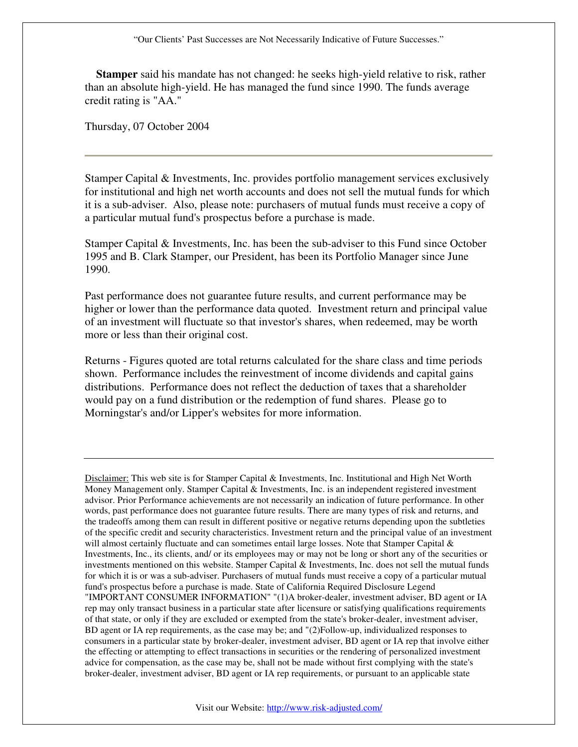**Stamper** said his mandate has not changed: he seeks high-yield relative to risk, rather than an absolute high-yield. He has managed the fund since 1990. The funds average credit rating is "AA."

Thursday, 07 October 2004

---

Stamper Capital & Investments, Inc. provides portfolio management services exclusively for institutional and high net worth accounts and does not sell the mutual funds for which it is a sub-adviser. Also, please note: purchasers of mutual funds must receive a copy of a particular mutual fund's prospectus before a purchase is made.

Stamper Capital & Investments, Inc. has been the sub-adviser to this Fund since October 1995 and B. Clark Stamper, our President, has been its Portfolio Manager since June 1990.

Past performance does not guarantee future results, and current performance may be higher or lower than the performance data quoted. Investment return and principal value of an investment will fluctuate so that investor's shares, when redeemed, may be worth more or less than their original cost.

Returns - Figures quoted are total returns calculated for the share class and time periods shown. Performance includes the reinvestment of income dividends and capital gains distributions. Performance does not reflect the deduction of taxes that a shareholder would pay on a fund distribution or the redemption of fund shares. Please go to Morningstar's and/or Lipper's websites for more information.

---

Disclaimer: This web site is for Stamper Capital & Investments, Inc. Institutional and High Net Worth Money Management only. Stamper Capital & Investments, Inc. is an independent registered investment advisor. Prior Performance achievements are not necessarily an indication of future performance. In other words, past performance does not guarantee future results. There are many types of risk and returns, and the tradeoffs among them can result in different positive or negative returns depending upon the subtleties of the specific credit and security characteristics. Investment return and the principal value of an investment will almost certainly fluctuate and can sometimes entail large losses. Note that Stamper Capital & Investments, Inc., its clients, and/ or its employees may or may not be long or short any of the securities or investments mentioned on this website. Stamper Capital & Investments, Inc. does not sell the mutual funds for which it is or was a sub-adviser. Purchasers of mutual funds must receive a copy of a particular mutual fund's prospectus before a purchase is made. State of California Required Disclosure Legend "IMPORTANT CONSUMER INFORMATION" "(1)A broker-dealer, investment adviser, BD agent or IA rep may only transact business in a particular state after licensure or satisfying qualifications requirements of that state, or only if they are excluded or exempted from the state's broker-dealer, investment adviser, BD agent or IA rep requirements, as the case may be; and "(2)Follow-up, individualized responses to consumers in a particular state by broker-dealer, investment adviser, BD agent or IA rep that involve either the effecting or attempting to effect transactions in securities or the rendering of personalized investment advice for compensation, as the case may be, shall not be made without first complying with the state's broker-dealer, investment adviser, BD agent or IA rep requirements, or pursuant to an applicable state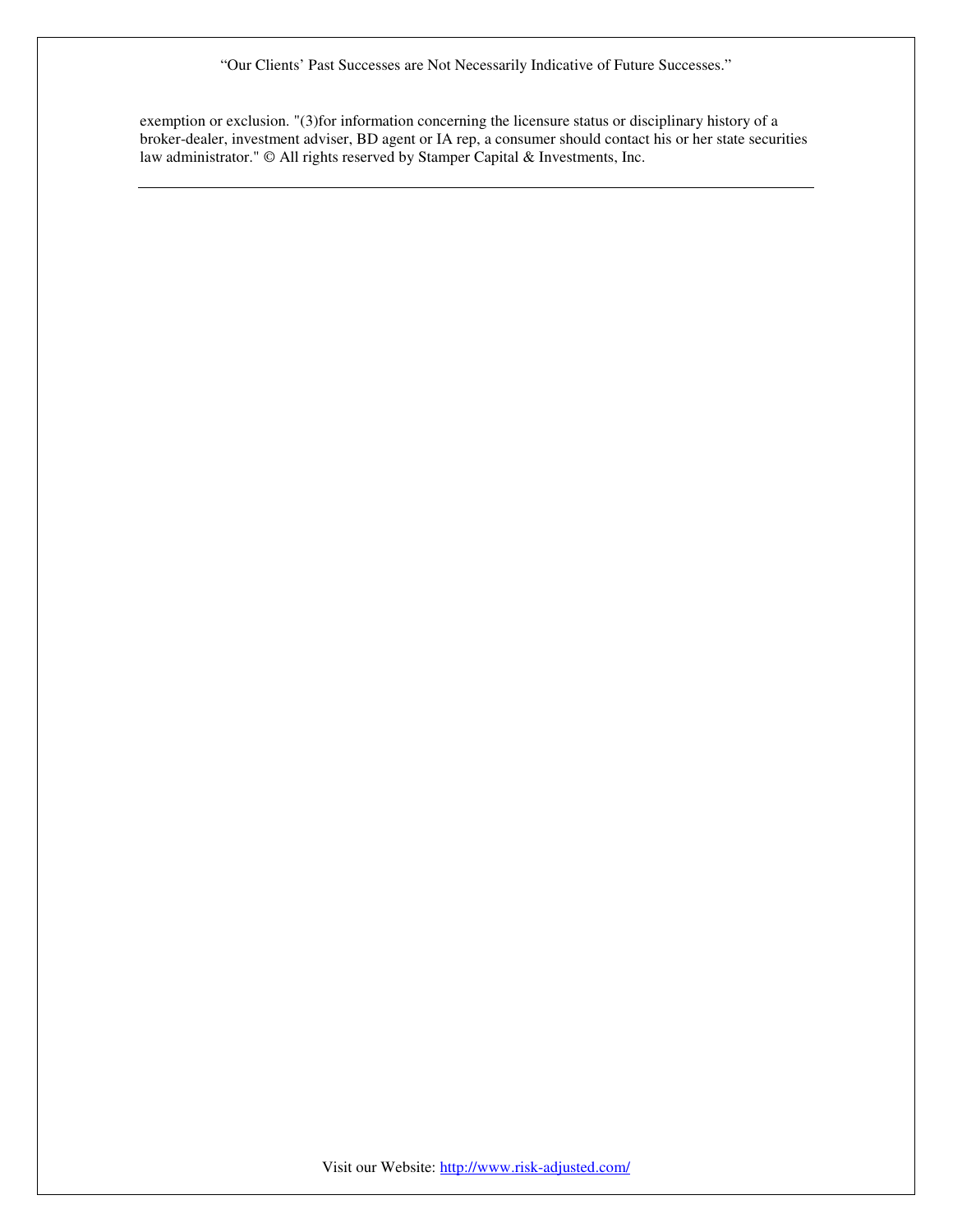exemption or exclusion. "(3)for information concerning the licensure status or disciplinary history of a broker-dealer, investment adviser, BD agent or IA rep, a consumer should contact his or her state securities law administrator." © All rights reserved by Stamper Capital & Investments, Inc.

---